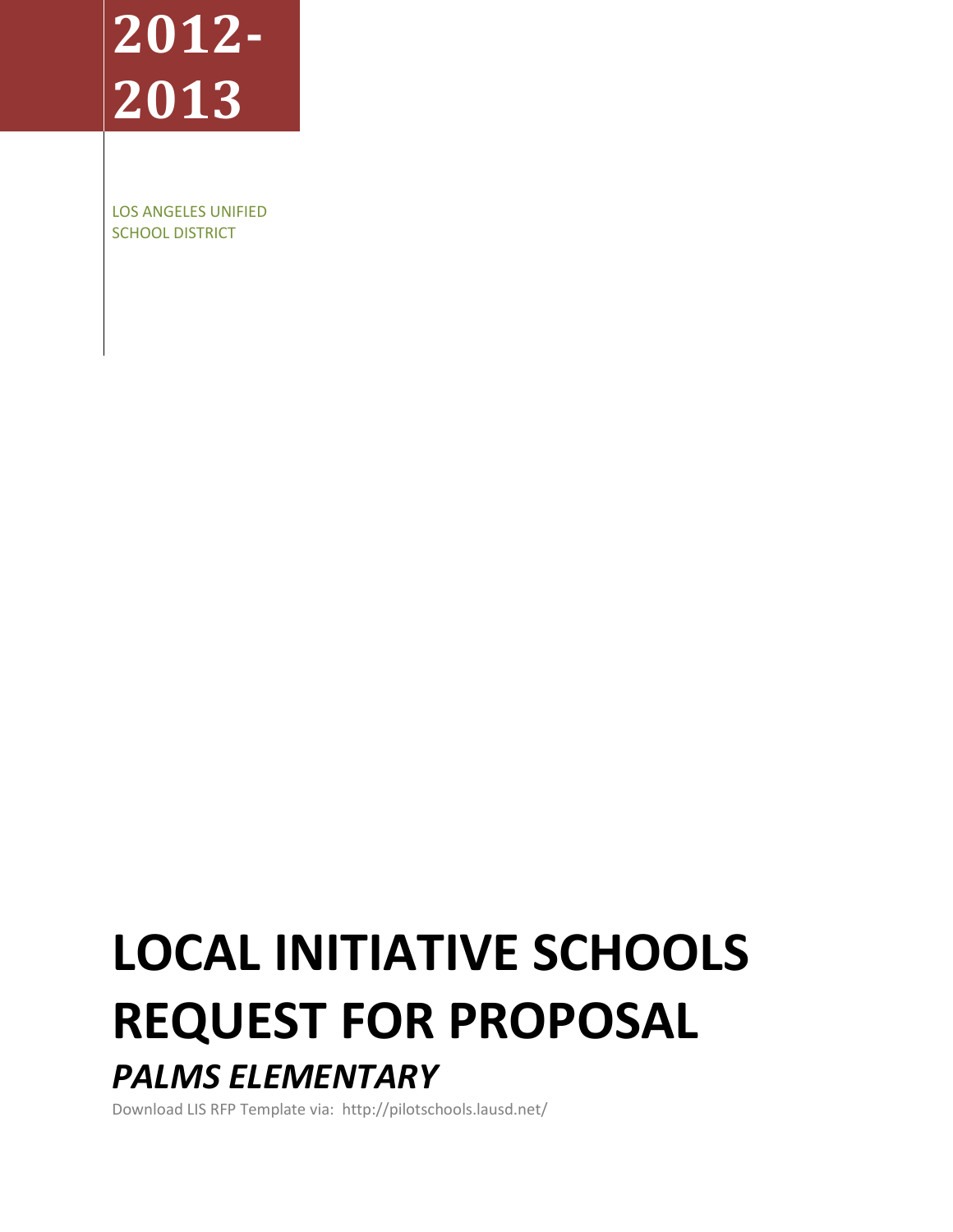# 2012-2013

LOS ANGELES UNIFIED SCHOOL DISTRICT

# LOCAL INITIATIVE SCHOOLS REQUEST FOR PROPOSAL

## *PALMS ELEMENTARY*

Download LIS RFP Template via: http://pilotschools.lausd.net/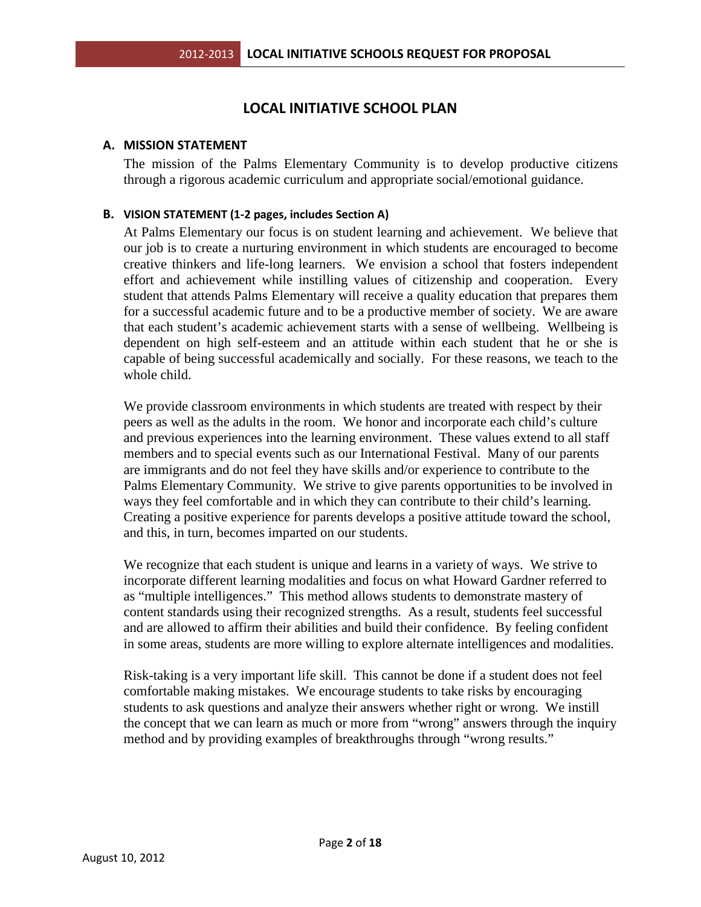# LOCAL INITIATIVE SCHOOL PLAN

## A. MISSION STATEMENT

The mission of the Palms Elementary Community is to develop productive citizens through a rigorous academic curriculum and appropriate social/emotional guidance.

## B. VISION STATEMENT (1-2 pages, includes Section A)

At Palms Elementary our focus is on student learning and achievement. We believe that our job is to create a nurturing environment in which students are encouraged to become creative thinkers and life-long learners. We envision a school that fosters independent effort and achievement while instilling values of citizenship and cooperation. Every student that attends Palms Elementary will receive a quality education that prepares them for a successful academic future and to be a productive member of society. We are aware that each student's academic achievement starts with a sense of wellbeing. Wellbeing is dependent on high self-esteem and an attitude within each student that he or she is capable of being successful academically and socially. For these reasons, we teach to the whole child.

We provide classroom environments in which students are treated with respect by their peers as well as the adults in the room. We honor and incorporate each child's culture and previous experiences into the learning environment. These values extend to all staff members and to special events such as our International Festival. Many of our parents are immigrants and do not feel they have skills and/or experience to contribute to the Palms Elementary Community. We strive to give parents opportunities to be involved in ways they feel comfortable and in which they can contribute to their child's learning. Creating a positive experience for parents develops a positive attitude toward the school, and this, in turn, becomes imparted on our students.

We recognize that each student is unique and learns in a variety of ways. We strive to incorporate different learning modalities and focus on what Howard Gardner referred to as "multiple intelligences." This method allows students to demonstrate mastery of content standards using their recognized strengths. As a result, students feel successful and are allowed to affirm their abilities and build their confidence. By feeling confident in some areas, students are more willing to explore alternate intelligences and modalities.

Risk-taking is a very important life skill. This cannot be done if a student does not feel comfortable making mistakes. We encourage students to take risks by encouraging students to ask questions and analyze their answers whether right or wrong. We instill the concept that we can learn as much or more from "wrong" answers through the inquiry method and by providing examples of breakthroughs through "wrong results."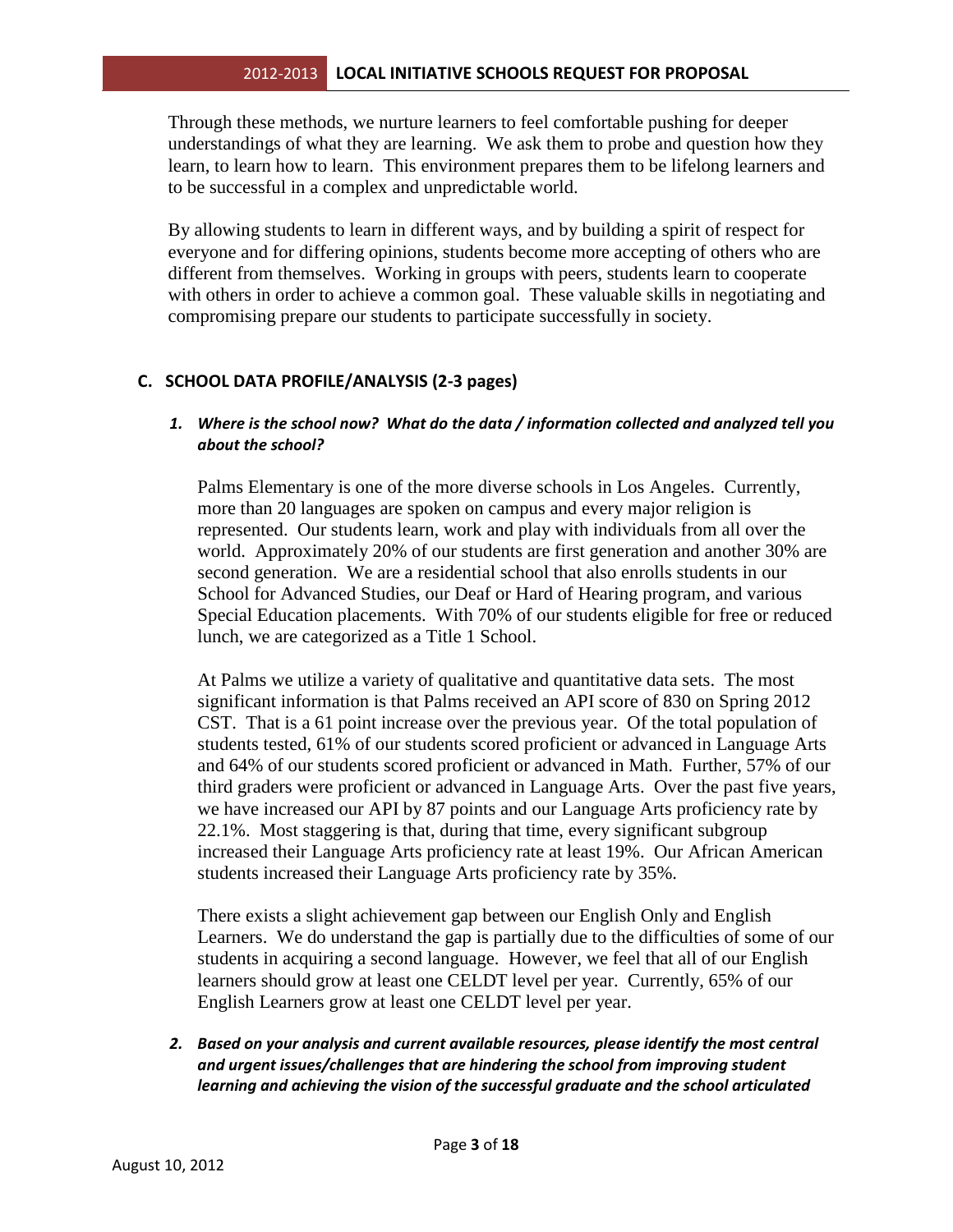Through these methods, we nurture learners to feel comfortable pushing for deeper understandings of what they are learning. We ask them to probe and question how they learn, to learn how to learn. This environment prepares them to be lifelong learners and to be successful in a complex and unpredictable world.

By allowing students to learn in different ways, and by building a spirit of respect for everyone and for differing opinions, students become more accepting of others who are different from themselves. Working in groups with peers, students learn to cooperate with others in order to achieve a common goal. These valuable skills in negotiating and compromising prepare our students to participate successfully in society.

## C. SCHOOL DATA PROFILE/ANALYSIS (2-3 pages)

### *1. Where is the school now? What do the data / information collected and analyzed tell you about the school?*

Palms Elementary is one of the more diverse schools in Los Angeles. Currently, more than 20 languages are spoken on campus and every major religion is represented. Our students learn, work and play with individuals from all over the world. Approximately 20% of our students are first generation and another 30% are second generation. We are a residential school that also enrolls students in our School for Advanced Studies, our Deaf or Hard of Hearing program, and various Special Education placements. With 70% of our students eligible for free or reduced lunch, we are categorized as a Title 1 School.

At Palms we utilize a variety of qualitative and quantitative data sets. The most significant information is that Palms received an API score of 830 on Spring 2012 CST. That is a 61 point increase over the previous year. Of the total population of students tested, 61% of our students scored proficient or advanced in Language Arts and 64% of our students scored proficient or advanced in Math. Further, 57% of our third graders were proficient or advanced in Language Arts. Over the past five years, we have increased our API by 87 points and our Language Arts proficiency rate by 22.1%. Most staggering is that, during that time, every significant subgroup increased their Language Arts proficiency rate at least 19%. Our African American students increased their Language Arts proficiency rate by 35%.

There exists a slight achievement gap between our English Only and English Learners. We do understand the gap is partially due to the difficulties of some of our students in acquiring a second language. However, we feel that all of our English learners should grow at least one CELDT level per year. Currently, 65% of our English Learners grow at least one CELDT level per year.

### *2. Based on your analysis and current available resources, please identify the most central and urgent issues/challenges that are hindering the school from improving student learning and achieving the vision of the successful graduate and the school articulated*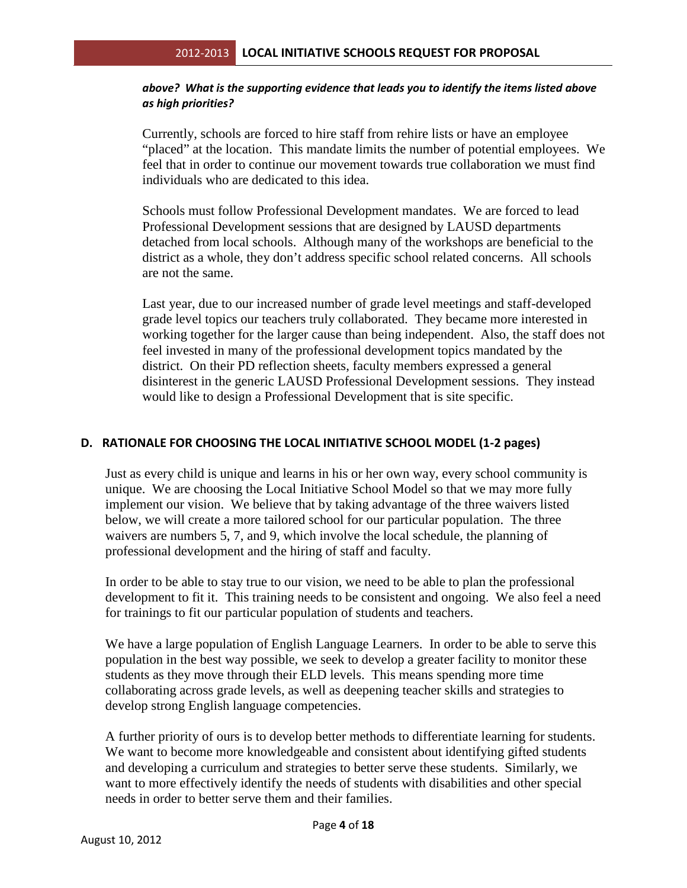***above? What is the supporting evidence that leads you to identify the items listed above as high priorities?***

Currently, schools are forced to hire staff from rehire lists or have an employee "placed" at the location. This mandate limits the number of potential employees. We feel that in order to continue our movement towards true collaboration we must find individuals who are dedicated to this idea.

Schools must follow Professional Development mandates. We are forced to lead Professional Development sessions that are designed by LAUSD departments detached from local schools. Although many of the workshops are beneficial to the district as a whole, they don't address specific school related concerns. All schools are not the same.

Last year, due to our increased number of grade level meetings and staff-developed grade level topics our teachers truly collaborated. They became more interested in working together for the larger cause than being independent. Also, the staff does not feel invested in many of the professional development topics mandated by the district. On their PD reflection sheets, faculty members expressed a general disinterest in the generic LAUSD Professional Development sessions. They instead would like to design a Professional Development that is site specific.

## D. RATIONALE FOR CHOOSING THE LOCAL INITIATIVE SCHOOL MODEL (1-2 pages)

Just as every child is unique and learns in his or her own way, every school community is unique. We are choosing the Local Initiative School Model so that we may more fully implement our vision. We believe that by taking advantage of the three waivers listed below, we will create a more tailored school for our particular population. The three waivers are numbers 5, 7, and 9, which involve the local schedule, the planning of professional development and the hiring of staff and faculty.

In order to be able to stay true to our vision, we need to be able to plan the professional development to fit it. This training needs to be consistent and ongoing. We also feel a need for trainings to fit our particular population of students and teachers.

We have a large population of English Language Learners. In order to be able to serve this population in the best way possible, we seek to develop a greater facility to monitor these students as they move through their ELD levels. This means spending more time collaborating across grade levels, as well as deepening teacher skills and strategies to develop strong English language competencies.

A further priority of ours is to develop better methods to differentiate learning for students. We want to become more knowledgeable and consistent about identifying gifted students and developing a curriculum and strategies to better serve these students. Similarly, we want to more effectively identify the needs of students with disabilities and other special needs in order to better serve them and their families.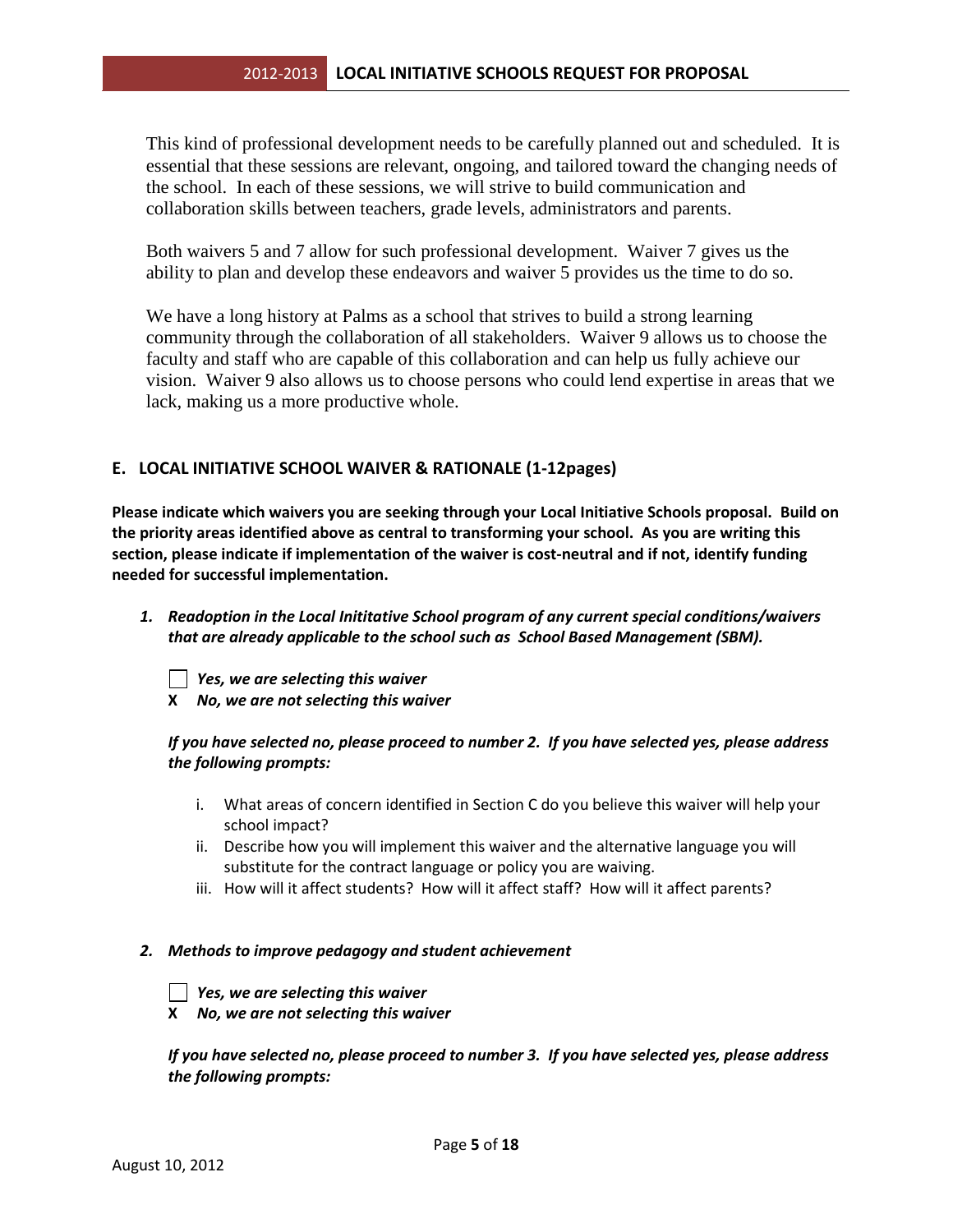This kind of professional development needs to be carefully planned out and scheduled. It is essential that these sessions are relevant, ongoing, and tailored toward the changing needs of the school. In each of these sessions, we will strive to build communication and collaboration skills between teachers, grade levels, administrators and parents.

Both waivers 5 and 7 allow for such professional development. Waiver 7 gives us the ability to plan and develop these endeavors and waiver 5 provides us the time to do so.

We have a long history at Palms as a school that strives to build a strong learning community through the collaboration of all stakeholders. Waiver 9 allows us to choose the faculty and staff who are capable of this collaboration and can help us fully achieve our vision. Waiver 9 also allows us to choose persons who could lend expertise in areas that we lack, making us a more productive whole.

## E. LOCAL INITIATIVE SCHOOL WAIVER & RATIONALE (1-12pages)

**Please indicate which waivers you are seeking through your Local Initiative Schools proposal. Build on the priority areas identified above as central to transforming your school. As you are writing this section, please indicate if implementation of the waiver is cost-neutral and if not, identify funding needed for successful implementation.**

1. ***Readoption in the Local Inititative School program of any current special conditions/waivers that are already applicable to the school such as School Based Management (SBM).***

   ☐ ***Yes, we are selecting this waiver***
   **X** ***No, we are not selecting this waiver***

   ***If you have selected no, please proceed to number 2. If you have selected yes, please address the following prompts:***

   i. What areas of concern identified in Section C do you believe this waiver will help your school impact?
   ii. Describe how you will implement this waiver and the alternative language you will substitute for the contract language or policy you are waiving.
   iii. How will it affect students? How will it affect staff? How will it affect parents?

2. ***Methods to improve pedagogy and student achievement***

   ☐ ***Yes, we are selecting this waiver***
   **X** ***No, we are not selecting this waiver***

   ***If you have selected no, please proceed to number 3. If you have selected yes, please address the following prompts:***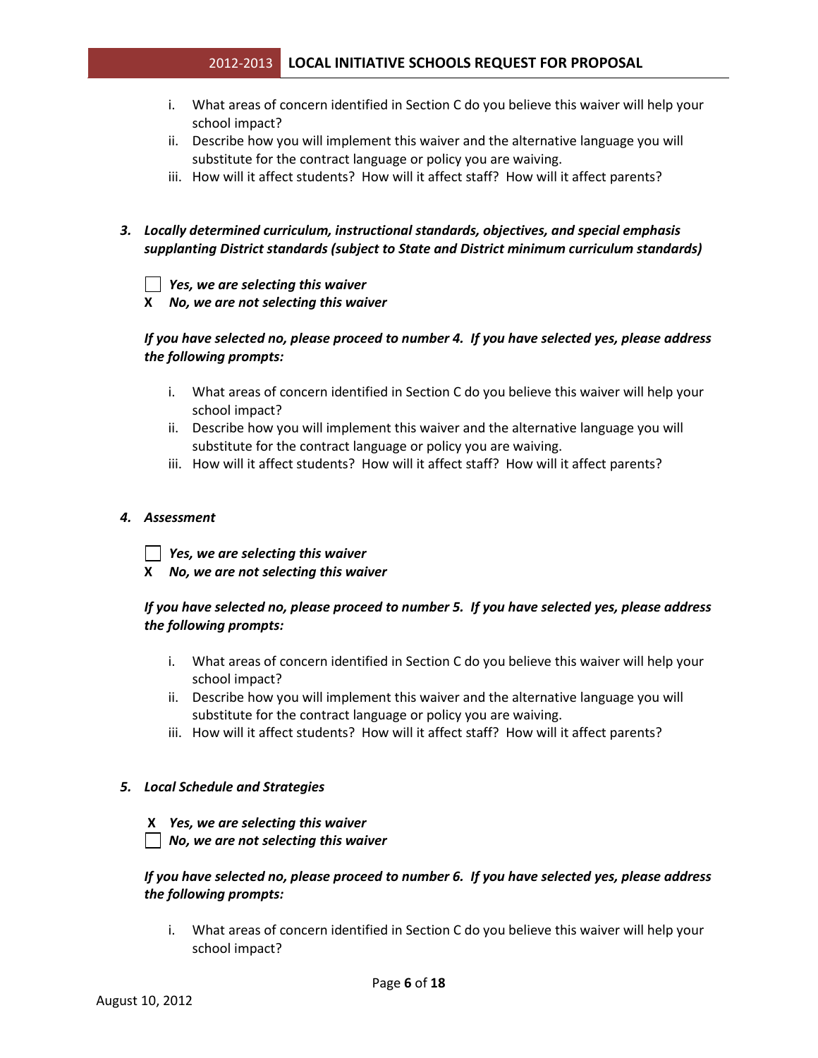i. What areas of concern identified in Section C do you believe this waiver will help your school impact?
ii. Describe how you will implement this waiver and the alternative language you will substitute for the contract language or policy you are waiving.
iii. How will it affect students? How will it affect staff? How will it affect parents?

***3. Locally determined curriculum, instructional standards, objectives, and special emphasis supplanting District standards (subject to State and District minimum curriculum standards)***

☐ ***Yes, we are selecting this waiver***
**X** ***No, we are not selecting this waiver***

***If you have selected no, please proceed to number 4. If you have selected yes, please address the following prompts:***

i. What areas of concern identified in Section C do you believe this waiver will help your school impact?
ii. Describe how you will implement this waiver and the alternative language you will substitute for the contract language or policy you are waiving.
iii. How will it affect students? How will it affect staff? How will it affect parents?

***4. Assessment***

☐ ***Yes, we are selecting this waiver***
**X** ***No, we are not selecting this waiver***

***If you have selected no, please proceed to number 5. If you have selected yes, please address the following prompts:***

i. What areas of concern identified in Section C do you believe this waiver will help your school impact?
ii. Describe how you will implement this waiver and the alternative language you will substitute for the contract language or policy you are waiving.
iii. How will it affect students? How will it affect staff? How will it affect parents?

***5. Local Schedule and Strategies***

**X** ***Yes, we are selecting this waiver***
☐ ***No, we are not selecting this waiver***

***If you have selected no, please proceed to number 6. If you have selected yes, please address the following prompts:***

i. What areas of concern identified in Section C do you believe this waiver will help your school impact?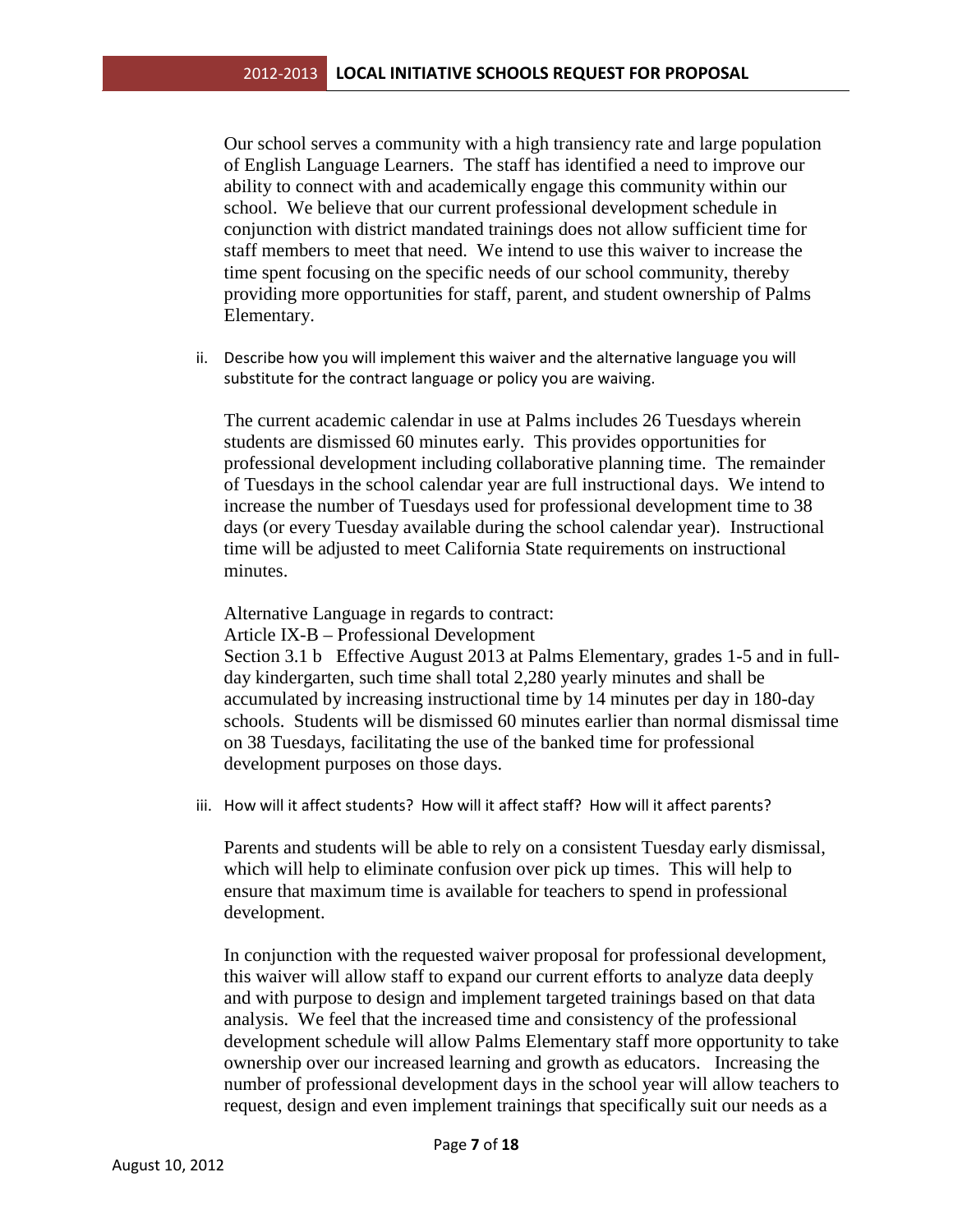Our school serves a community with a high transiency rate and large population of English Language Learners. The staff has identified a need to improve our ability to connect with and academically engage this community within our school. We believe that our current professional development schedule in conjunction with district mandated trainings does not allow sufficient time for staff members to meet that need. We intend to use this waiver to increase the time spent focusing on the specific needs of our school community, thereby providing more opportunities for staff, parent, and student ownership of Palms Elementary.

ii. Describe how you will implement this waiver and the alternative language you will substitute for the contract language or policy you are waiving.

The current academic calendar in use at Palms includes 26 Tuesdays wherein students are dismissed 60 minutes early. This provides opportunities for professional development including collaborative planning time. The remainder of Tuesdays in the school calendar year are full instructional days. We intend to increase the number of Tuesdays used for professional development time to 38 days (or every Tuesday available during the school calendar year). Instructional time will be adjusted to meet California State requirements on instructional minutes.

Alternative Language in regards to contract:
Article IX-B – Professional Development
Section 3.1 b Effective August 2013 at Palms Elementary, grades 1-5 and in full-day kindergarten, such time shall total 2,280 yearly minutes and shall be accumulated by increasing instructional time by 14 minutes per day in 180-day schools. Students will be dismissed 60 minutes earlier than normal dismissal time on 38 Tuesdays, facilitating the use of the banked time for professional development purposes on those days.

iii. How will it affect students? How will it affect staff? How will it affect parents?

Parents and students will be able to rely on a consistent Tuesday early dismissal, which will help to eliminate confusion over pick up times. This will help to ensure that maximum time is available for teachers to spend in professional development.

In conjunction with the requested waiver proposal for professional development, this waiver will allow staff to expand our current efforts to analyze data deeply and with purpose to design and implement targeted trainings based on that data analysis. We feel that the increased time and consistency of the professional development schedule will allow Palms Elementary staff more opportunity to take ownership over our increased learning and growth as educators. Increasing the number of professional development days in the school year will allow teachers to request, design and even implement trainings that specifically suit our needs as a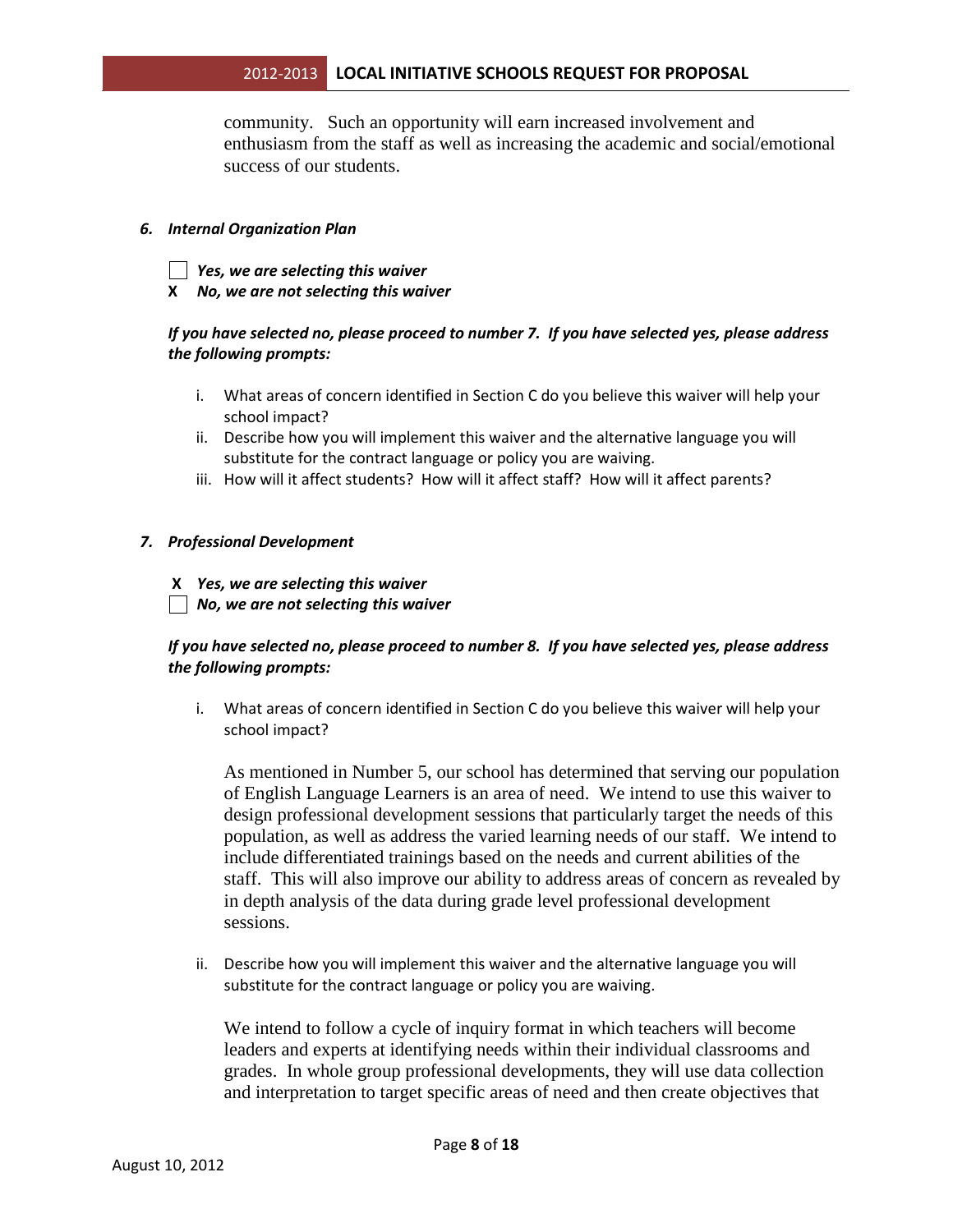community.   Such an opportunity will earn increased involvement and enthusiasm from the staff as well as increasing the academic and social/emotional success of our students.

***6. Internal Organization Plan***

- [ ] ***Yes, we are selecting this waiver***
- [x] ***No, we are not selecting this waiver***

***If you have selected no, please proceed to number 7.  If you have selected yes, please address the following prompts:***

i. What areas of concern identified in Section C do you believe this waiver will help your school impact?
ii. Describe how you will implement this waiver and the alternative language you will substitute for the contract language or policy you are waiving.
iii. How will it affect students?  How will it affect staff?  How will it affect parents?

***7. Professional Development***

- [x] ***Yes, we are selecting this waiver***
- [ ] ***No, we are not selecting this waiver***

***If you have selected no, please proceed to number 8.  If you have selected yes, please address the following prompts:***

i. What areas of concern identified in Section C do you believe this waiver will help your school impact?

   As mentioned in Number 5, our school has determined that serving our population of English Language Learners is an area of need.  We intend to use this waiver to design professional development sessions that particularly target the needs of this population, as well as address the varied learning needs of our staff.  We intend to include differentiated trainings based on the needs and current abilities of the staff.  This will also improve our ability to address areas of concern as revealed by in depth analysis of the data during grade level professional development sessions.

ii. Describe how you will implement this waiver and the alternative language you will substitute for the contract language or policy you are waiving.

   We intend to follow a cycle of inquiry format in which teachers will become leaders and experts at identifying needs within their individual classrooms and grades.  In whole group professional developments, they will use data collection and interpretation to target specific areas of need and then create objectives that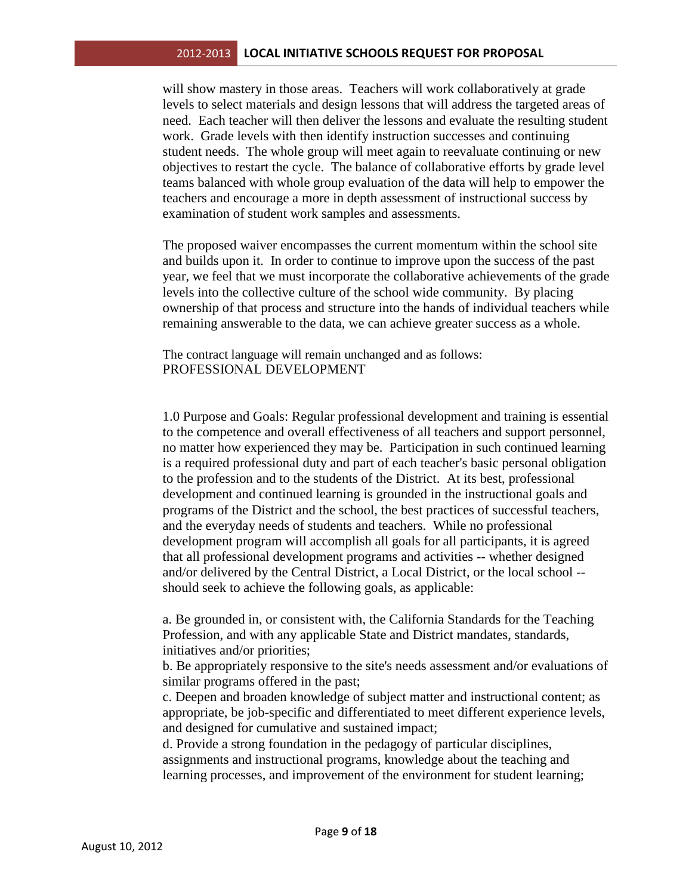will show mastery in those areas. Teachers will work collaboratively at grade levels to select materials and design lessons that will address the targeted areas of need. Each teacher will then deliver the lessons and evaluate the resulting student work. Grade levels with then identify instruction successes and continuing student needs. The whole group will meet again to reevaluate continuing or new objectives to restart the cycle. The balance of collaborative efforts by grade level teams balanced with whole group evaluation of the data will help to empower the teachers and encourage a more in depth assessment of instructional success by examination of student work samples and assessments.

The proposed waiver encompasses the current momentum within the school site and builds upon it. In order to continue to improve upon the success of the past year, we feel that we must incorporate the collaborative achievements of the grade levels into the collective culture of the school wide community. By placing ownership of that process and structure into the hands of individual teachers while remaining answerable to the data, we can achieve greater success as a whole.

The contract language will remain unchanged and as follows:
PROFESSIONAL DEVELOPMENT

1.0 Purpose and Goals: Regular professional development and training is essential to the competence and overall effectiveness of all teachers and support personnel, no matter how experienced they may be. Participation in such continued learning is a required professional duty and part of each teacher's basic personal obligation to the profession and to the students of the District. At its best, professional development and continued learning is grounded in the instructional goals and programs of the District and the school, the best practices of successful teachers, and the everyday needs of students and teachers. While no professional development program will accomplish all goals for all participants, it is agreed that all professional development programs and activities -- whether designed and/or delivered by the Central District, a Local District, or the local school -- should seek to achieve the following goals, as applicable:

a. Be grounded in, or consistent with, the California Standards for the Teaching Profession, and with any applicable State and District mandates, standards, initiatives and/or priorities;
b. Be appropriately responsive to the site's needs assessment and/or evaluations of similar programs offered in the past;
c. Deepen and broaden knowledge of subject matter and instructional content; as appropriate, be job-specific and differentiated to meet different experience levels, and designed for cumulative and sustained impact;
d. Provide a strong foundation in the pedagogy of particular disciplines, assignments and instructional programs, knowledge about the teaching and learning processes, and improvement of the environment for student learning;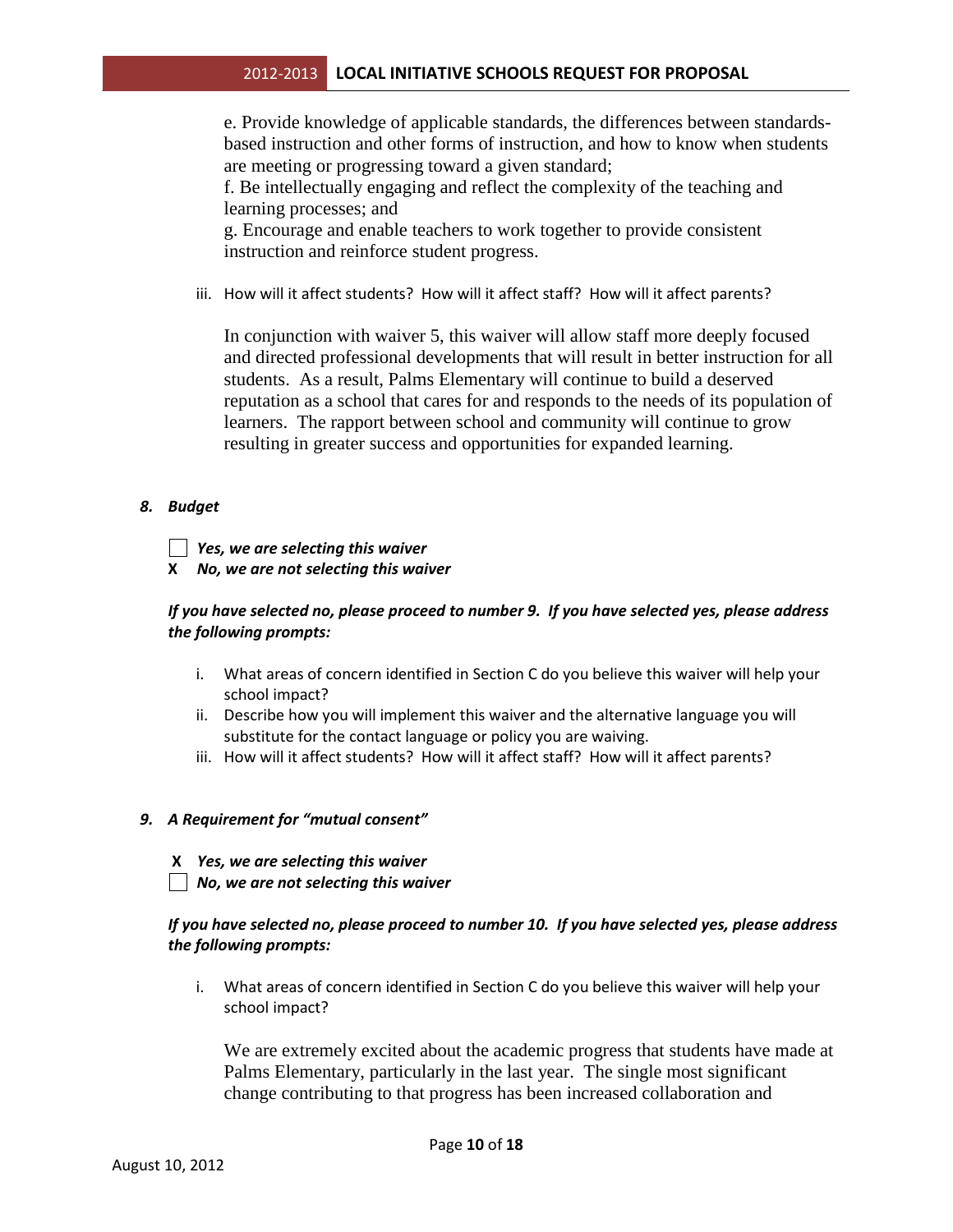e. Provide knowledge of applicable standards, the differences between standards-based instruction and other forms of instruction, and how to know when students are meeting or progressing toward a given standard;
f. Be intellectually engaging and reflect the complexity of the teaching and learning processes; and
g. Encourage and enable teachers to work together to provide consistent instruction and reinforce student progress.

iii. How will it affect students? How will it affect staff? How will it affect parents?

In conjunction with waiver 5, this waiver will allow staff more deeply focused and directed professional developments that will result in better instruction for all students. As a result, Palms Elementary will continue to build a deserved reputation as a school that cares for and responds to the needs of its population of learners. The rapport between school and community will continue to grow resulting in greater success and opportunities for expanded learning.

***8. Budget***

☐ ***Yes, we are selecting this waiver***
**X** ***No, we are not selecting this waiver***

***If you have selected no, please proceed to number 9. If you have selected yes, please address the following prompts:***

i. What areas of concern identified in Section C do you believe this waiver will help your school impact?
ii. Describe how you will implement this waiver and the alternative language you will substitute for the contact language or policy you are waiving.
iii. How will it affect students? How will it affect staff? How will it affect parents?

***9. A Requirement for "mutual consent"***

**X** ***Yes, we are selecting this waiver***
☐ ***No, we are not selecting this waiver***

***If you have selected no, please proceed to number 10. If you have selected yes, please address the following prompts:***

i. What areas of concern identified in Section C do you believe this waiver will help your school impact?

We are extremely excited about the academic progress that students have made at Palms Elementary, particularly in the last year. The single most significant change contributing to that progress has been increased collaboration and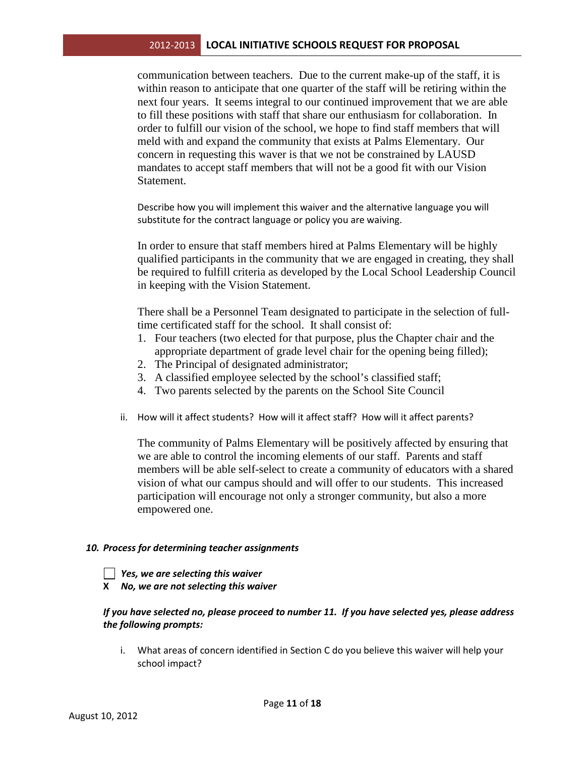communication between teachers. Due to the current make-up of the staff, it is within reason to anticipate that one quarter of the staff will be retiring within the next four years. It seems integral to our continued improvement that we are able to fill these positions with staff that share our enthusiasm for collaboration. In order to fulfill our vision of the school, we hope to find staff members that will meld with and expand the community that exists at Palms Elementary. Our concern in requesting this waver is that we not be constrained by LAUSD mandates to accept staff members that will not be a good fit with our Vision Statement.

Describe how you will implement this waiver and the alternative language you will substitute for the contract language or policy you are waiving.

In order to ensure that staff members hired at Palms Elementary will be highly qualified participants in the community that we are engaged in creating, they shall be required to fulfill criteria as developed by the Local School Leadership Council in keeping with the Vision Statement.

There shall be a Personnel Team designated to participate in the selection of full-time certificated staff for the school. It shall consist of:

1. Four teachers (two elected for that purpose, plus the Chapter chair and the appropriate department of grade level chair for the opening being filled);
2. The Principal of designated administrator;
3. A classified employee selected by the school's classified staff;
4. Two parents selected by the parents on the School Site Council

ii. How will it affect students? How will it affect staff? How will it affect parents?

The community of Palms Elementary will be positively affected by ensuring that we are able to control the incoming elements of our staff. Parents and staff members will be able self-select to create a community of educators with a shared vision of what our campus should and will offer to our students. This increased participation will encourage not only a stronger community, but also a more empowered one.

#### ***10. Process for determining teacher assignments***

☐ ***Yes, we are selecting this waiver***

**X** ***No, we are not selecting this waiver***

***If you have selected no, please proceed to number 11. If you have selected yes, please address the following prompts:***

i. What areas of concern identified in Section C do you believe this waiver will help your school impact?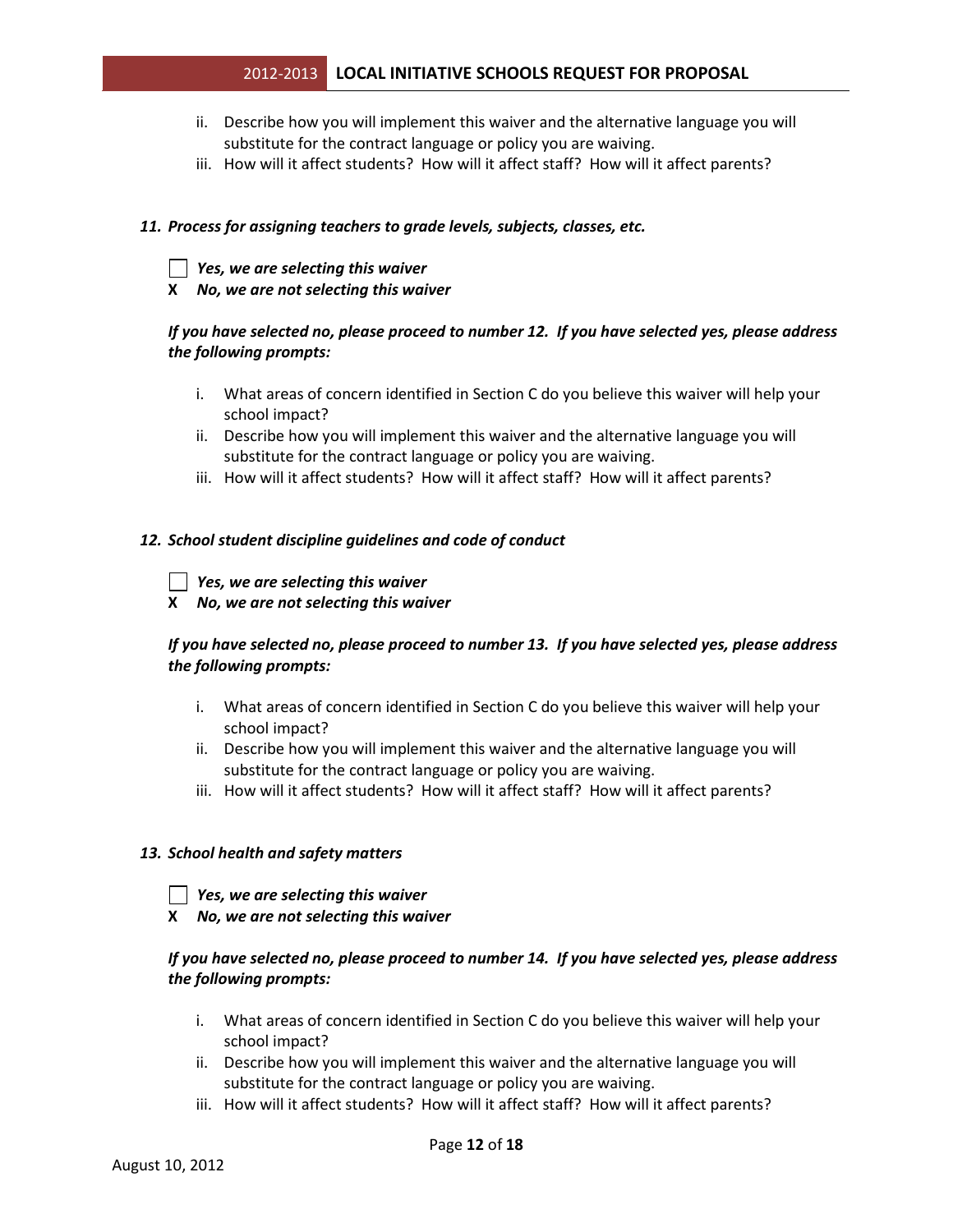ii. Describe how you will implement this waiver and the alternative language you will substitute for the contract language or policy you are waiving.
iii. How will it affect students? How will it affect staff? How will it affect parents?

***11. Process for assigning teachers to grade levels, subjects, classes, etc.***

☐ ***Yes, we are selecting this waiver***
**X** ***No, we are not selecting this waiver***

***If you have selected no, please proceed to number 12. If you have selected yes, please address the following prompts:***

i. What areas of concern identified in Section C do you believe this waiver will help your school impact?
ii. Describe how you will implement this waiver and the alternative language you will substitute for the contract language or policy you are waiving.
iii. How will it affect students? How will it affect staff? How will it affect parents?

***12. School student discipline guidelines and code of conduct***

☐ ***Yes, we are selecting this waiver***
**X** ***No, we are not selecting this waiver***

***If you have selected no, please proceed to number 13. If you have selected yes, please address the following prompts:***

i. What areas of concern identified in Section C do you believe this waiver will help your school impact?
ii. Describe how you will implement this waiver and the alternative language you will substitute for the contract language or policy you are waiving.
iii. How will it affect students? How will it affect staff? How will it affect parents?

***13. School health and safety matters***

☐ ***Yes, we are selecting this waiver***
**X** ***No, we are not selecting this waiver***

***If you have selected no, please proceed to number 14. If you have selected yes, please address the following prompts:***

i. What areas of concern identified in Section C do you believe this waiver will help your school impact?
ii. Describe how you will implement this waiver and the alternative language you will substitute for the contract language or policy you are waiving.
iii. How will it affect students? How will it affect staff? How will it affect parents?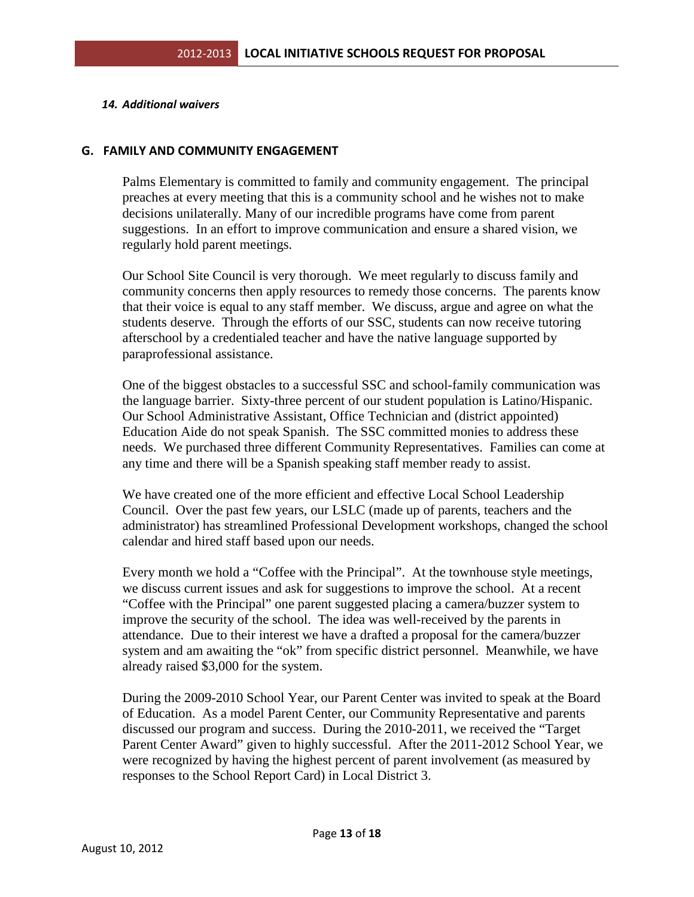*14. Additional waivers*

## G. FAMILY AND COMMUNITY ENGAGEMENT

Palms Elementary is committed to family and community engagement. The principal preaches at every meeting that this is a community school and he wishes not to make decisions unilaterally. Many of our incredible programs have come from parent suggestions. In an effort to improve communication and ensure a shared vision, we regularly hold parent meetings.

Our School Site Council is very thorough. We meet regularly to discuss family and community concerns then apply resources to remedy those concerns. The parents know that their voice is equal to any staff member. We discuss, argue and agree on what the students deserve. Through the efforts of our SSC, students can now receive tutoring afterschool by a credentialed teacher and have the native language supported by paraprofessional assistance.

One of the biggest obstacles to a successful SSC and school-family communication was the language barrier. Sixty-three percent of our student population is Latino/Hispanic. Our School Administrative Assistant, Office Technician and (district appointed) Education Aide do not speak Spanish. The SSC committed monies to address these needs. We purchased three different Community Representatives. Families can come at any time and there will be a Spanish speaking staff member ready to assist.

We have created one of the more efficient and effective Local School Leadership Council. Over the past few years, our LSLC (made up of parents, teachers and the administrator) has streamlined Professional Development workshops, changed the school calendar and hired staff based upon our needs.

Every month we hold a "Coffee with the Principal". At the townhouse style meetings, we discuss current issues and ask for suggestions to improve the school. At a recent "Coffee with the Principal" one parent suggested placing a camera/buzzer system to improve the security of the school. The idea was well-received by the parents in attendance. Due to their interest we have a drafted a proposal for the camera/buzzer system and am awaiting the "ok" from specific district personnel. Meanwhile, we have already raised $3,000 for the system.

During the 2009-2010 School Year, our Parent Center was invited to speak at the Board of Education. As a model Parent Center, our Community Representative and parents discussed our program and success. During the 2010-2011, we received the "Target Parent Center Award" given to highly successful. After the 2011-2012 School Year, we were recognized by having the highest percent of parent involvement (as measured by responses to the School Report Card) in Local District 3.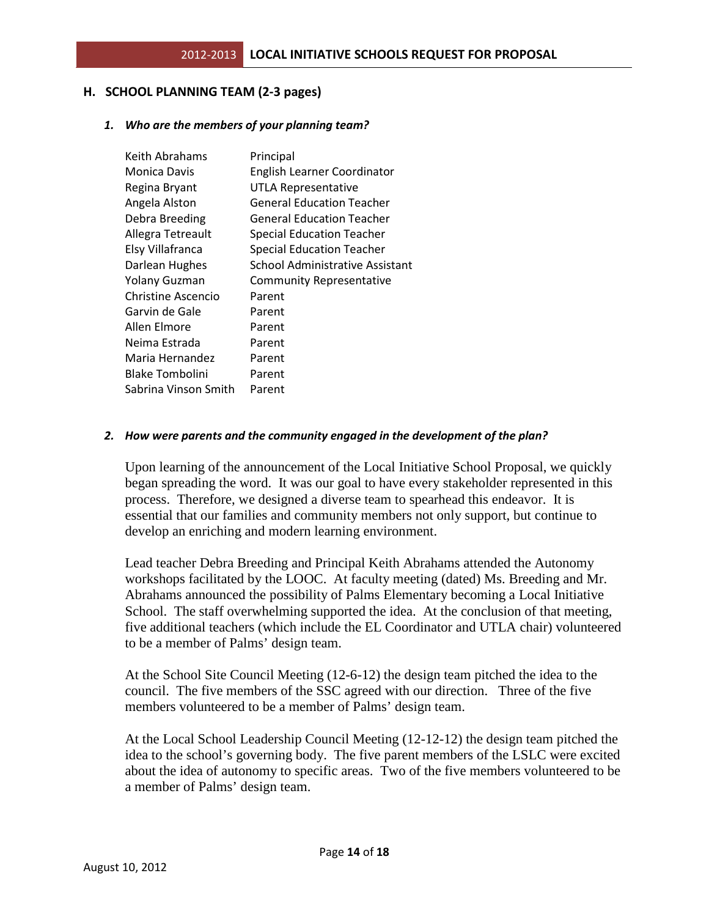## H. SCHOOL PLANNING TEAM (2-3 pages)

### *1. Who are the members of your planning team?*

| | |
|---|---|
| Keith Abrahams | Principal |
| Monica Davis | English Learner Coordinator |
| Regina Bryant | UTLA Representative |
| Angela Alston | General Education Teacher |
| Debra Breeding | General Education Teacher |
| Allegra Tetreault | Special Education Teacher |
| Elsy Villafranca | Special Education Teacher |
| Darlean Hughes | School Administrative Assistant |
| Yolany Guzman | Community Representative |
| Christine Ascencio | Parent |
| Garvin de Gale | Parent |
| Allen Elmore | Parent |
| Neima Estrada | Parent |
| Maria Hernandez | Parent |
| Blake Tombolini | Parent |
| Sabrina Vinson Smith | Parent |

### *2. How were parents and the community engaged in the development of the plan?*

Upon learning of the announcement of the Local Initiative School Proposal, we quickly began spreading the word. It was our goal to have every stakeholder represented in this process. Therefore, we designed a diverse team to spearhead this endeavor. It is essential that our families and community members not only support, but continue to develop an enriching and modern learning environment.

Lead teacher Debra Breeding and Principal Keith Abrahams attended the Autonomy workshops facilitated by the LOOC. At faculty meeting (dated) Ms. Breeding and Mr. Abrahams announced the possibility of Palms Elementary becoming a Local Initiative School. The staff overwhelming supported the idea. At the conclusion of that meeting, five additional teachers (which include the EL Coordinator and UTLA chair) volunteered to be a member of Palms' design team.

At the School Site Council Meeting (12-6-12) the design team pitched the idea to the council. The five members of the SSC agreed with our direction. Three of the five members volunteered to be a member of Palms' design team.

At the Local School Leadership Council Meeting (12-12-12) the design team pitched the idea to the school's governing body. The five parent members of the LSLC were excited about the idea of autonomy to specific areas. Two of the five members volunteered to be a member of Palms' design team.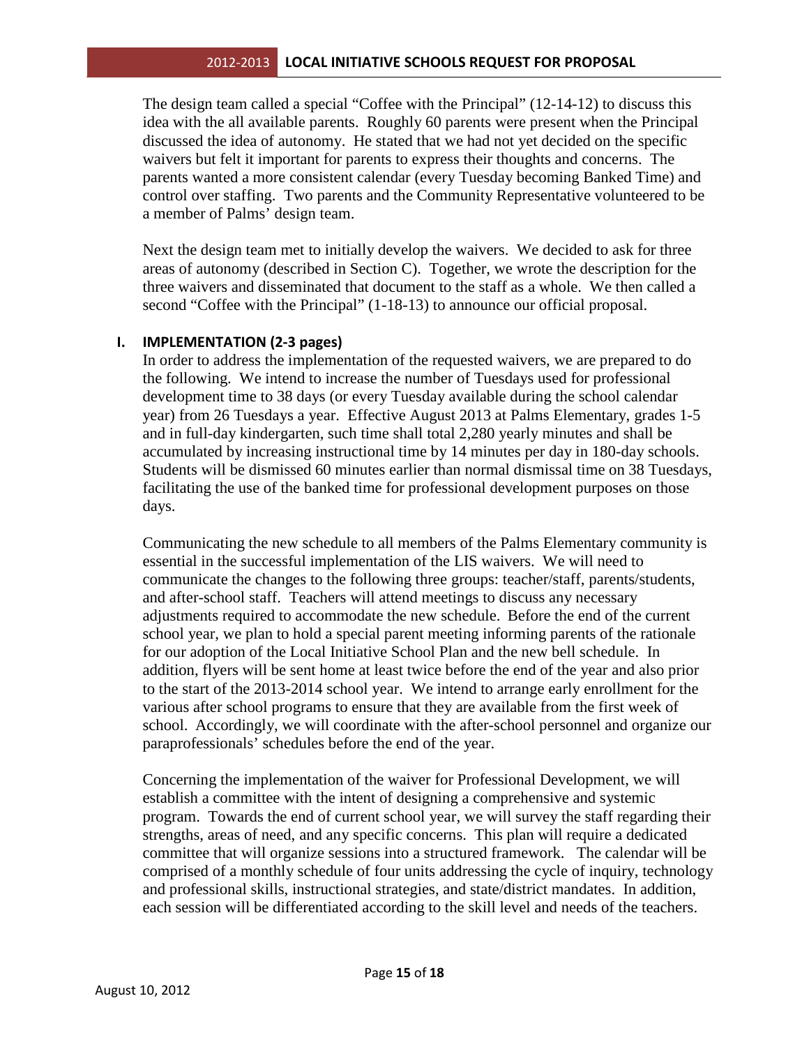The design team called a special "Coffee with the Principal" (12-14-12) to discuss this idea with the all available parents. Roughly 60 parents were present when the Principal discussed the idea of autonomy. He stated that we had not yet decided on the specific waivers but felt it important for parents to express their thoughts and concerns. The parents wanted a more consistent calendar (every Tuesday becoming Banked Time) and control over staffing. Two parents and the Community Representative volunteered to be a member of Palms' design team.

Next the design team met to initially develop the waivers. We decided to ask for three areas of autonomy (described in Section C). Together, we wrote the description for the three waivers and disseminated that document to the staff as a whole. We then called a second "Coffee with the Principal" (1-18-13) to announce our official proposal.

## I. IMPLEMENTATION (2-3 pages)

In order to address the implementation of the requested waivers, we are prepared to do the following. We intend to increase the number of Tuesdays used for professional development time to 38 days (or every Tuesday available during the school calendar year) from 26 Tuesdays a year. Effective August 2013 at Palms Elementary, grades 1-5 and in full-day kindergarten, such time shall total 2,280 yearly minutes and shall be accumulated by increasing instructional time by 14 minutes per day in 180-day schools. Students will be dismissed 60 minutes earlier than normal dismissal time on 38 Tuesdays, facilitating the use of the banked time for professional development purposes on those days.

Communicating the new schedule to all members of the Palms Elementary community is essential in the successful implementation of the LIS waivers. We will need to communicate the changes to the following three groups: teacher/staff, parents/students, and after-school staff. Teachers will attend meetings to discuss any necessary adjustments required to accommodate the new schedule. Before the end of the current school year, we plan to hold a special parent meeting informing parents of the rationale for our adoption of the Local Initiative School Plan and the new bell schedule. In addition, flyers will be sent home at least twice before the end of the year and also prior to the start of the 2013-2014 school year. We intend to arrange early enrollment for the various after school programs to ensure that they are available from the first week of school. Accordingly, we will coordinate with the after-school personnel and organize our paraprofessionals' schedules before the end of the year.

Concerning the implementation of the waiver for Professional Development, we will establish a committee with the intent of designing a comprehensive and systemic program. Towards the end of current school year, we will survey the staff regarding their strengths, areas of need, and any specific concerns. This plan will require a dedicated committee that will organize sessions into a structured framework. The calendar will be comprised of a monthly schedule of four units addressing the cycle of inquiry, technology and professional skills, instructional strategies, and state/district mandates. In addition, each session will be differentiated according to the skill level and needs of the teachers.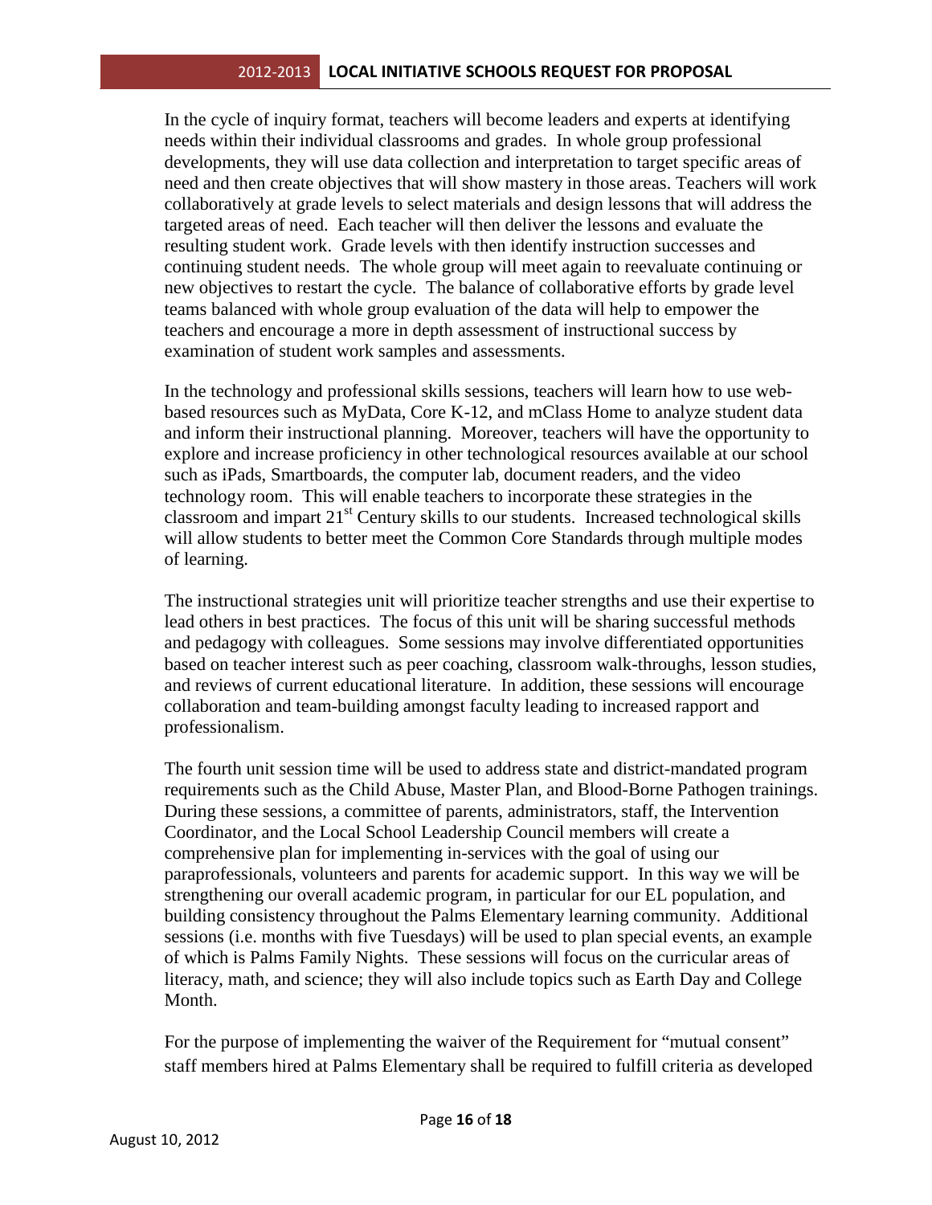In the cycle of inquiry format, teachers will become leaders and experts at identifying needs within their individual classrooms and grades. In whole group professional developments, they will use data collection and interpretation to target specific areas of need and then create objectives that will show mastery in those areas. Teachers will work collaboratively at grade levels to select materials and design lessons that will address the targeted areas of need. Each teacher will then deliver the lessons and evaluate the resulting student work. Grade levels with then identify instruction successes and continuing student needs. The whole group will meet again to reevaluate continuing or new objectives to restart the cycle. The balance of collaborative efforts by grade level teams balanced with whole group evaluation of the data will help to empower the teachers and encourage a more in depth assessment of instructional success by examination of student work samples and assessments.

In the technology and professional skills sessions, teachers will learn how to use web-based resources such as MyData, Core K-12, and mClass Home to analyze student data and inform their instructional planning. Moreover, teachers will have the opportunity to explore and increase proficiency in other technological resources available at our school such as iPads, Smartboards, the computer lab, document readers, and the video technology room. This will enable teachers to incorporate these strategies in the classroom and impart 21st Century skills to our students. Increased technological skills will allow students to better meet the Common Core Standards through multiple modes of learning.

The instructional strategies unit will prioritize teacher strengths and use their expertise to lead others in best practices. The focus of this unit will be sharing successful methods and pedagogy with colleagues. Some sessions may involve differentiated opportunities based on teacher interest such as peer coaching, classroom walk-throughs, lesson studies, and reviews of current educational literature. In addition, these sessions will encourage collaboration and team-building amongst faculty leading to increased rapport and professionalism.

The fourth unit session time will be used to address state and district-mandated program requirements such as the Child Abuse, Master Plan, and Blood-Borne Pathogen trainings. During these sessions, a committee of parents, administrators, staff, the Intervention Coordinator, and the Local School Leadership Council members will create a comprehensive plan for implementing in-services with the goal of using our paraprofessionals, volunteers and parents for academic support. In this way we will be strengthening our overall academic program, in particular for our EL population, and building consistency throughout the Palms Elementary learning community. Additional sessions (i.e. months with five Tuesdays) will be used to plan special events, an example of which is Palms Family Nights. These sessions will focus on the curricular areas of literacy, math, and science; they will also include topics such as Earth Day and College Month.

For the purpose of implementing the waiver of the Requirement for "mutual consent" staff members hired at Palms Elementary shall be required to fulfill criteria as developed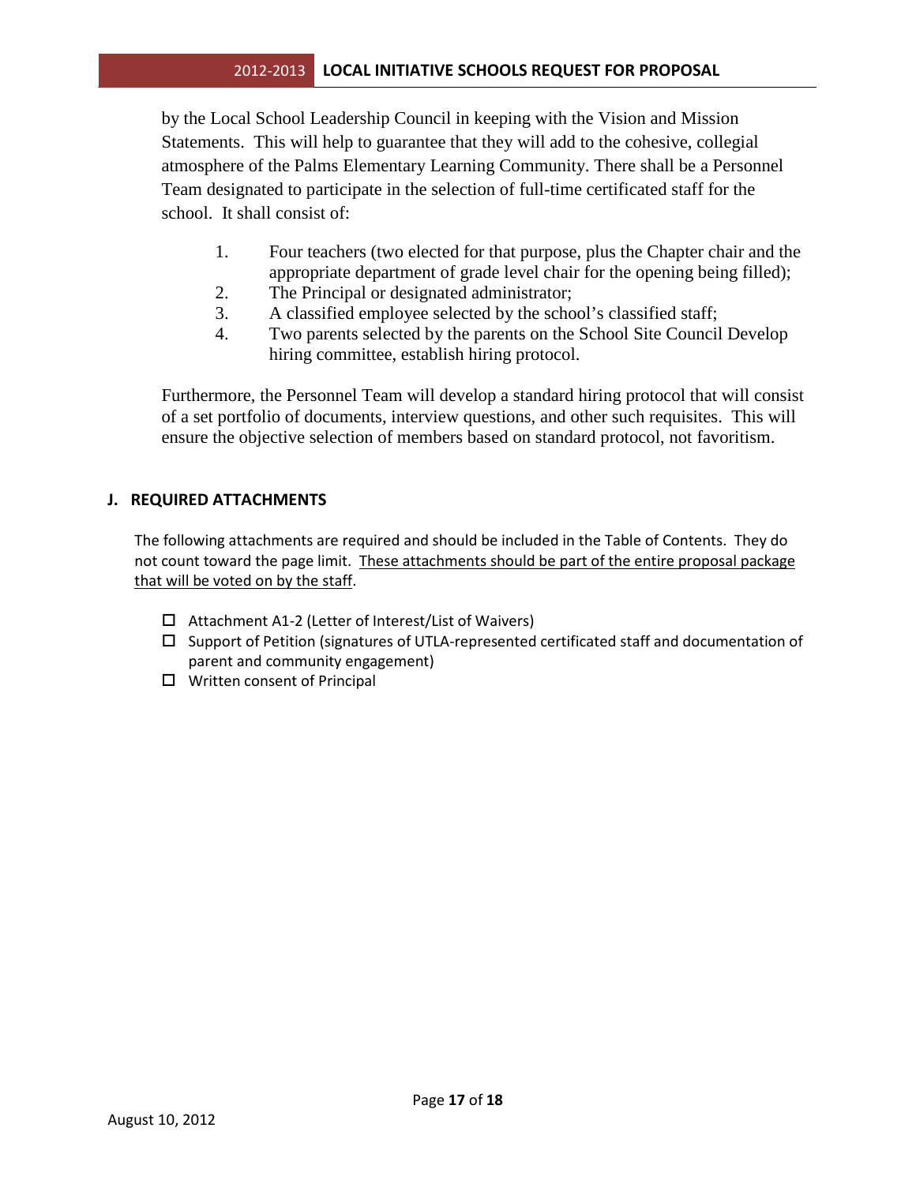by the Local School Leadership Council in keeping with the Vision and Mission Statements. This will help to guarantee that they will add to the cohesive, collegial atmosphere of the Palms Elementary Learning Community. There shall be a Personnel Team designated to participate in the selection of full-time certificated staff for the school. It shall consist of:

1. Four teachers (two elected for that purpose, plus the Chapter chair and the appropriate department of grade level chair for the opening being filled);
2. The Principal or designated administrator;
3. A classified employee selected by the school's classified staff;
4. Two parents selected by the parents on the School Site Council Develop hiring committee, establish hiring protocol.

Furthermore, the Personnel Team will develop a standard hiring protocol that will consist of a set portfolio of documents, interview questions, and other such requisites. This will ensure the objective selection of members based on standard protocol, not favoritism.

## J. REQUIRED ATTACHMENTS

The following attachments are required and should be included in the Table of Contents. They do not count toward the page limit. <u>These attachments should be part of the entire proposal package that will be voted on by the staff</u>.

- ☐ Attachment A1-2 (Letter of Interest/List of Waivers)
- ☐ Support of Petition (signatures of UTLA-represented certificated staff and documentation of parent and community engagement)
- ☐ Written consent of Principal